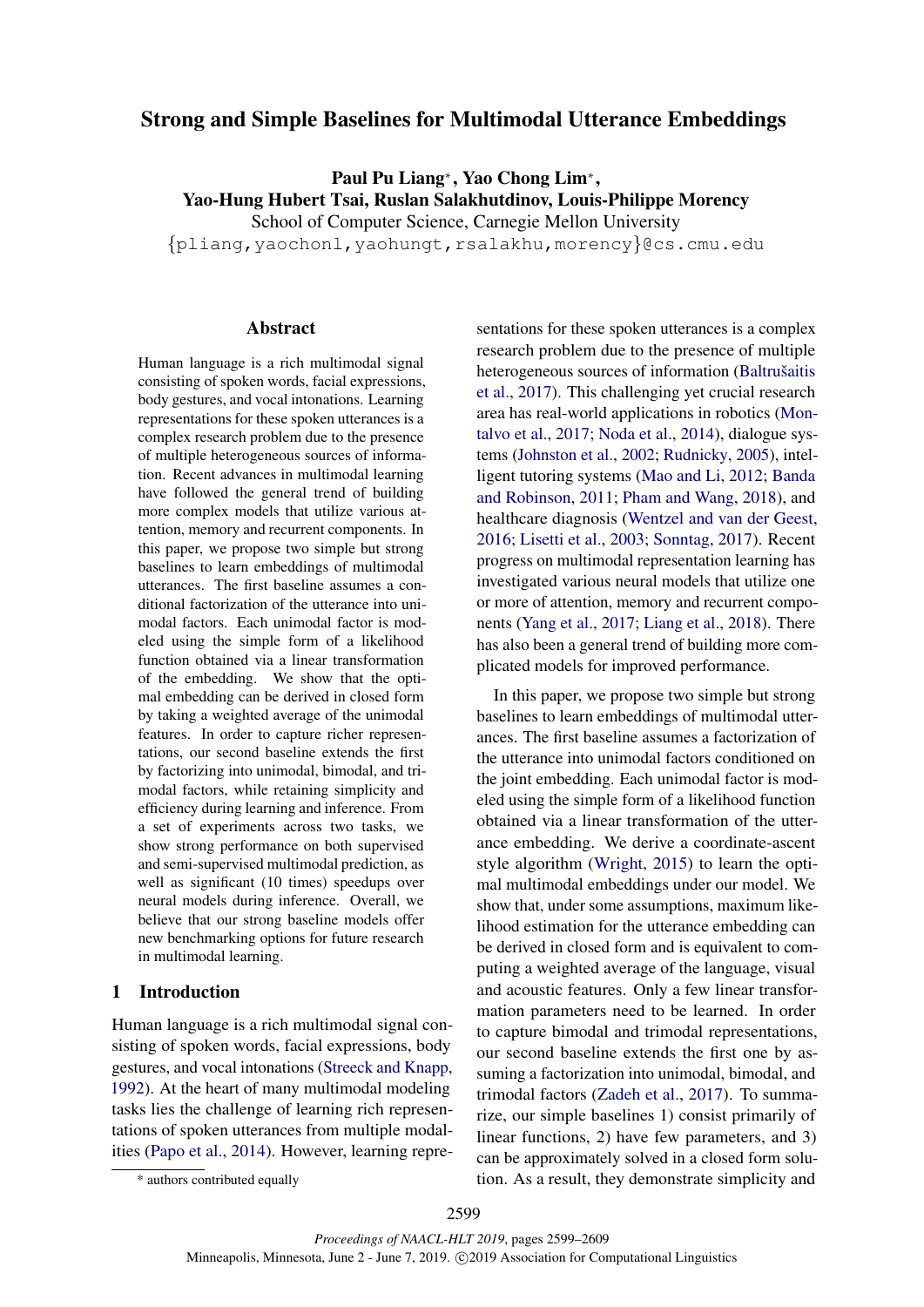# Strong and Simple Baselines for Multimodal Utterance Embeddings

**Paul Pu Liang***, **Yao Chong Lim***,
**Yao-Hung Hubert Tsai, Ruslan Salakhutdinov, Louis-Philippe Morency**
School of Computer Science, Carnegie Mellon University
{pliang,yaochonl,yaohungt,rsalakhu,morency}@cs.cmu.edu

## Abstract

Human language is a rich multimodal signal consisting of spoken words, facial expressions, body gestures, and vocal intonations. Learning representations for these spoken utterances is a complex research problem due to the presence of multiple heterogeneous sources of information. Recent advances in multimodal learning have followed the general trend of building more complex models that utilize various attention, memory and recurrent components. In this paper, we propose two simple but strong baselines to learn embeddings of multimodal utterances. The first baseline assumes a conditional factorization of the utterance into unimodal factors. Each unimodal factor is modeled using the simple form of a likelihood function obtained via a linear transformation of the embedding. We show that the optimal embedding can be derived in closed form by taking a weighted average of the unimodal features. In order to capture richer representations, our second baseline extends the first by factorizing into unimodal, bimodal, and trimodal factors, while retaining simplicity and efficiency during learning and inference. From a set of experiments across two tasks, we show strong performance on both supervised and semi-supervised multimodal prediction, as well as significant (10 times) speedups over neural models during inference. Overall, we believe that our strong baseline models offer new benchmarking options for future research in multimodal learning.

## 1 Introduction

Human language is a rich multimodal signal consisting of spoken words, facial expressions, body gestures, and vocal intonations (Streeck and Knapp, 1992). At the heart of many multimodal modeling tasks lies the challenge of learning rich representations of spoken utterances from multiple modalities (Papo et al., 2014). However, learning representations for these spoken utterances is a complex research problem due to the presence of multiple heterogeneous sources of information (Baltrušaitis et al., 2017). This challenging yet crucial research area has real-world applications in robotics (Montalvo et al., 2017; Noda et al., 2014), dialogue systems (Johnston et al., 2002; Rudnicky, 2005), intelligent tutoring systems (Mao and Li, 2012; Banda and Robinson, 2011; Pham and Wang, 2018), and healthcare diagnosis (Wentzel and van der Geest, 2016; Lisetti et al., 2003; Sonntag, 2017). Recent progress on multimodal representation learning has investigated various neural models that utilize one or more of attention, memory and recurrent components (Yang et al., 2017; Liang et al., 2018). There has also been a general trend of building more complicated models for improved performance.

In this paper, we propose two simple but strong baselines to learn embeddings of multimodal utterances. The first baseline assumes a factorization of the utterance into unimodal factors conditioned on the joint embedding. Each unimodal factor is modeled using the simple form of a likelihood function obtained via a linear transformation of the utterance embedding. We derive a coordinate-ascent style algorithm (Wright, 2015) to learn the optimal multimodal embeddings under our model. We show that, under some assumptions, maximum likelihood estimation for the utterance embedding can be derived in closed form and is equivalent to computing a weighted average of the language, visual and acoustic features. Only a few linear transformation parameters need to be learned. In order to capture bimodal and trimodal representations, our second baseline extends the first one by assuming a factorization into unimodal, bimodal, and trimodal factors (Zadeh et al., 2017). To summarize, our simple baselines 1) consist primarily of linear functions, 2) have few parameters, and 3) can be approximately solved in a closed form solution. As a result, they demonstrate simplicity and

\* authors contributed equally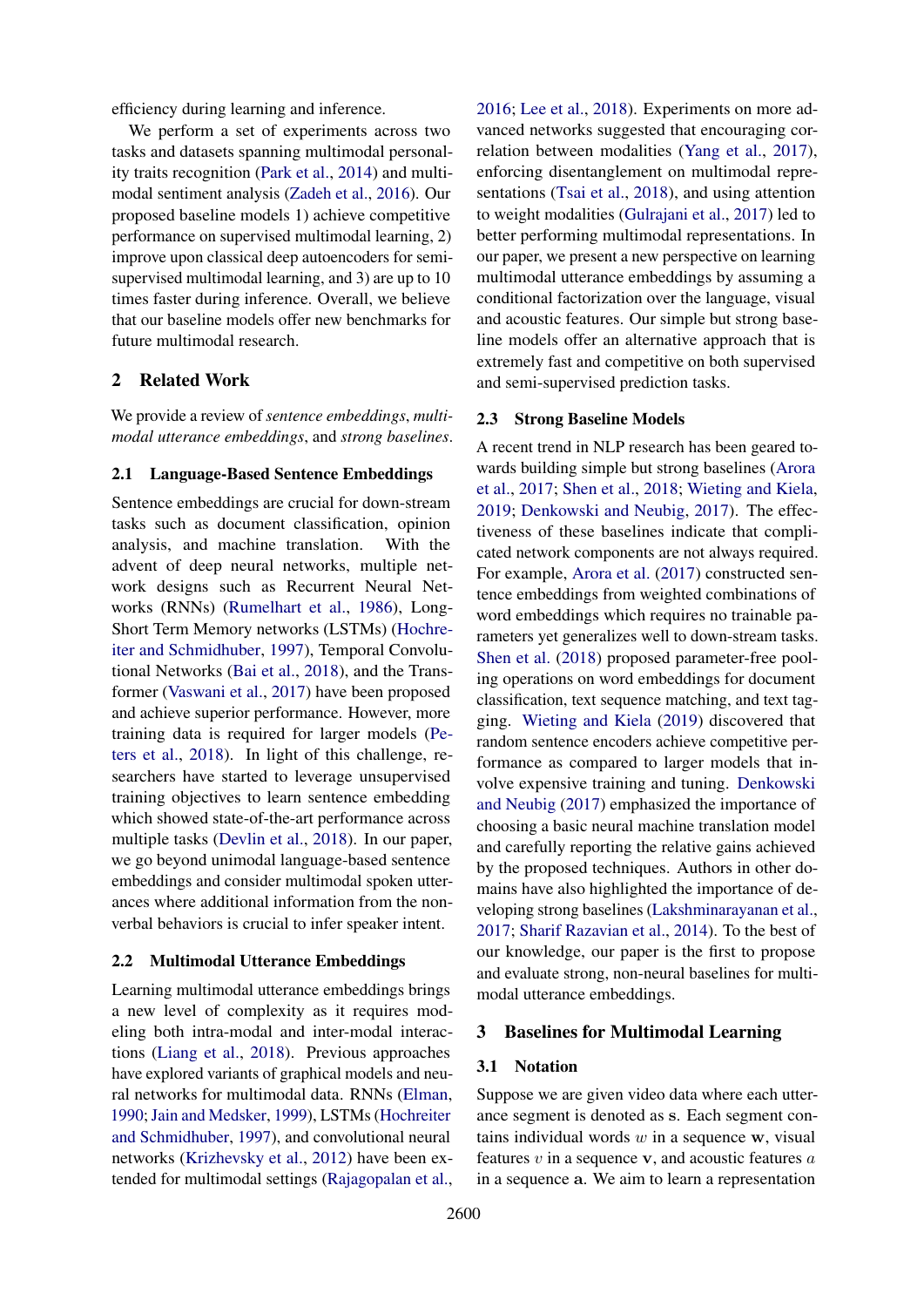efficiency during learning and inference.

We perform a set of experiments across two tasks and datasets spanning multimodal personality traits recognition (Park et al., 2014) and multimodal sentiment analysis (Zadeh et al., 2016). Our proposed baseline models 1) achieve competitive performance on supervised multimodal learning, 2) improve upon classical deep autoencoders for semi-supervised multimodal learning, and 3) are up to 10 times faster during inference. Overall, we believe that our baseline models offer new benchmarks for future multimodal research.

## 2 Related Work

We provide a review of *sentence embeddings*, *multimodal utterance embeddings*, and *strong baselines*.

### 2.1 Language-Based Sentence Embeddings

Sentence embeddings are crucial for down-stream tasks such as document classification, opinion analysis, and machine translation. With the advent of deep neural networks, multiple network designs such as Recurrent Neural Networks (RNNs) (Rumelhart et al., 1986), Long-Short Term Memory networks (LSTMs) (Hochreiter and Schmidhuber, 1997), Temporal Convolutional Networks (Bai et al., 2018), and the Transformer (Vaswani et al., 2017) have been proposed and achieve superior performance. However, more training data is required for larger models (Peters et al., 2018). In light of this challenge, researchers have started to leverage unsupervised training objectives to learn sentence embedding which showed state-of-the-art performance across multiple tasks (Devlin et al., 2018). In our paper, we go beyond unimodal language-based sentence embeddings and consider multimodal spoken utterances where additional information from the nonverbal behaviors is crucial to infer speaker intent.

### 2.2 Multimodal Utterance Embeddings

Learning multimodal utterance embeddings brings a new level of complexity as it requires modeling both intra-modal and inter-modal interactions (Liang et al., 2018). Previous approaches have explored variants of graphical models and neural networks for multimodal data. RNNs (Elman, 1990; Jain and Medsker, 1999), LSTMs (Hochreiter and Schmidhuber, 1997), and convolutional neural networks (Krizhevsky et al., 2012) have been extended for multimodal settings (Rajagopalan et al., 2016; Lee et al., 2018). Experiments on more advanced networks suggested that encouraging correlation between modalities (Yang et al., 2017), enforcing disentanglement on multimodal representations (Tsai et al., 2018), and using attention to weight modalities (Gulrajani et al., 2017) led to better performing multimodal representations. In our paper, we present a new perspective on learning multimodal utterance embeddings by assuming a conditional factorization over the language, visual and acoustic features. Our simple but strong baseline models offer an alternative approach that is extremely fast and competitive on both supervised and semi-supervised prediction tasks.

### 2.3 Strong Baseline Models

A recent trend in NLP research has been geared towards building simple but strong baselines (Arora et al., 2017; Shen et al., 2018; Wieting and Kiela, 2019; Denkowski and Neubig, 2017). The effectiveness of these baselines indicate that complicated network components are not always required. For example, Arora et al. (2017) constructed sentence embeddings from weighted combinations of word embeddings which requires no trainable parameters yet generalizes well to down-stream tasks. Shen et al. (2018) proposed parameter-free pooling operations on word embeddings for document classification, text sequence matching, and text tagging. Wieting and Kiela (2019) discovered that random sentence encoders achieve competitive performance as compared to larger models that involve expensive training and tuning. Denkowski and Neubig (2017) emphasized the importance of choosing a basic neural machine translation model and carefully reporting the relative gains achieved by the proposed techniques. Authors in other domains have also highlighted the importance of developing strong baselines (Lakshminarayanan et al., 2017; Sharif Razavian et al., 2014). To the best of our knowledge, our paper is the first to propose and evaluate strong, non-neural baselines for multimodal utterance embeddings.

## 3 Baselines for Multimodal Learning

### 3.1 Notation

Suppose we are given video data where each utterance segment is denoted as $\mathbf{s}$. Each segment contains individual words $w$ in a sequence $\mathbf{w}$, visual features $v$ in a sequence $\mathbf{v}$, and acoustic features $a$ in a sequence $\mathbf{a}$. We aim to learn a representation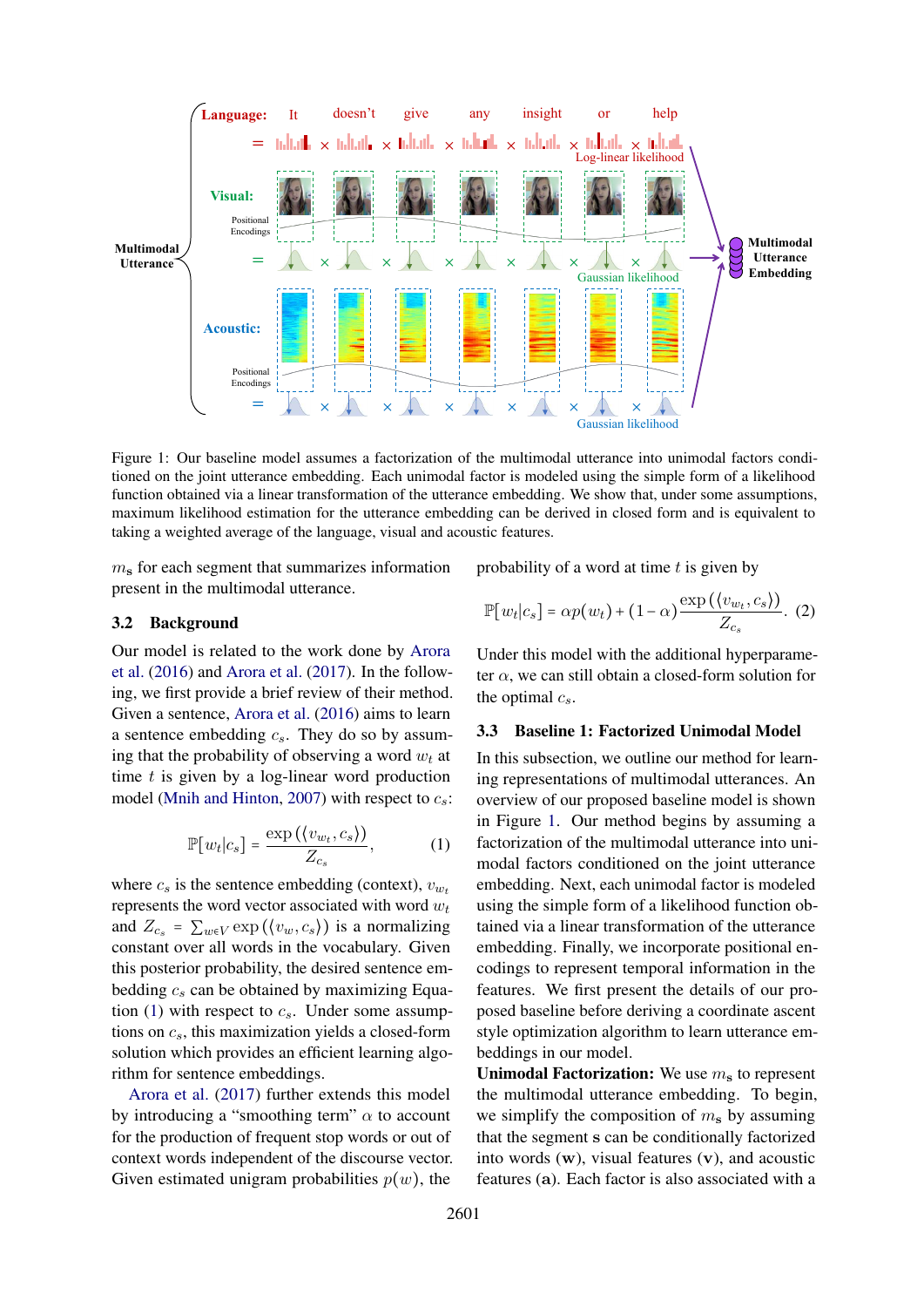Figure 1: Our baseline model assumes a factorization of the multimodal utterance into unimodal factors conditioned on the joint utterance embedding. Each unimodal factor is modeled using the simple form of a likelihood function obtained via a linear transformation of the utterance embedding. We show that, under some assumptions, maximum likelihood estimation for the utterance embedding can be derived in closed form and is equivalent to taking a weighted average of the language, visual and acoustic features.

$m_{\mathbf{s}}$ for each segment that summarizes information present in the multimodal utterance.

### 3.2 Background

Our model is related to the work done by Arora et al. (2016) and Arora et al. (2017). In the following, we first provide a brief review of their method. Given a sentence, Arora et al. (2016) aims to learn a sentence embedding $c_s$. They do so by assuming that the probability of observing a word $w_t$ at time $t$ is given by a log-linear word production model (Mnih and Hinton, 2007) with respect to $c_s$:

$$\mathbb{P}[w_t|c_s] = \frac{\exp\left(\langle v_{w_t}, c_s \rangle\right)}{Z_{c_s}}, \tag{1}$$

where $c_s$ is the sentence embedding (context), $v_{w_t}$ represents the word vector associated with word $w_t$ and $Z_{c_s} = \sum_{w \in V} \exp\left(\langle v_w, c_s \rangle\right)$ is a normalizing constant over all words in the vocabulary. Given this posterior probability, the desired sentence embedding $c_s$ can be obtained by maximizing Equation (1) with respect to $c_s$. Under some assumptions on $c_s$, this maximization yields a closed-form solution which provides an efficient learning algorithm for sentence embeddings.

Arora et al. (2017) further extends this model by introducing a "smoothing term" $\alpha$ to account for the production of frequent stop words or out of context words independent of the discourse vector. Given estimated unigram probabilities $p(w)$, the probability of a word at time $t$ is given by

$$\mathbb{P}[w_t|c_s] = \alpha p(w_t) + (1-\alpha)\frac{\exp\left(\langle v_{w_t}, c_s \rangle\right)}{Z_{c_s}}. \tag{2}$$

Under this model with the additional hyperparameter $\alpha$, we can still obtain a closed-form solution for the optimal $c_s$.

### 3.3 Baseline 1: Factorized Unimodal Model

In this subsection, we outline our method for learning representations of multimodal utterances. An overview of our proposed baseline model is shown in Figure 1. Our method begins by assuming a factorization of the multimodal utterance into unimodal factors conditioned on the joint utterance embedding. Next, each unimodal factor is modeled using the simple form of a likelihood function obtained via a linear transformation of the utterance embedding. Finally, we incorporate positional encodings to represent temporal information in the features. We first present the details of our proposed baseline before deriving a coordinate ascent style optimization algorithm to learn utterance embeddings in our model.

**Unimodal Factorization:** We use $m_{\mathbf{s}}$ to represent the multimodal utterance embedding. To begin, we simplify the composition of $m_{\mathbf{s}}$ by assuming that the segment $\mathbf{s}$ can be conditionally factorized into words ($\mathbf{w}$), visual features ($\mathbf{v}$), and acoustic features ($\mathbf{a}$). Each factor is also associated with a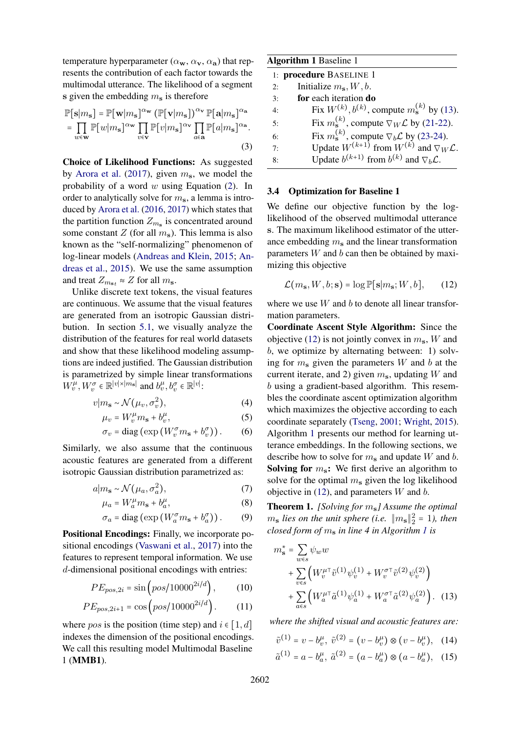temperature hyperparameter ($\alpha_\mathbf{w}$, $\alpha_\mathbf{v}$, $\alpha_\mathbf{a}$) that represents the contribution of each factor towards the multimodal utterance. The likelihood of a segment $\mathbf{s}$ given the embedding $m_\mathbf{s}$ is therefore

$$\begin{aligned}\mathbb{P}[\mathbf{s}|m_\mathbf{s}] &= \mathbb{P}[\mathbf{w}|m_\mathbf{s}]^{\alpha_\mathbf{w}} \left(\mathbb{P}[\mathbf{v}|m_\mathbf{s}]\right)^{\alpha_\mathbf{v}} \mathbb{P}[\mathbf{a}|m_\mathbf{s}]^{\alpha_\mathbf{a}} \\ &= \prod_{w \in \mathbf{w}} \mathbb{P}[w|m_\mathbf{s}]^{\alpha_\mathbf{w}} \prod_{v \in \mathbf{v}} \mathbb{P}[v|m_\mathbf{s}]^{\alpha_\mathbf{v}} \prod_{a \in \mathbf{a}} \mathbb{P}[a|m_\mathbf{s}]^{\alpha_\mathbf{a}}.\end{aligned} \tag{3}$$

**Choice of Likelihood Functions:** As suggested by Arora et al. (2017), given $m_\mathbf{s}$, we model the probability of a word $w$ using Equation (2). In order to analytically solve for $m_\mathbf{s}$, a lemma is introduced by Arora et al. (2016, 2017) which states that the partition function $Z_{m_\mathbf{s}}$ is concentrated around some constant $Z$ (for all $m_\mathbf{s}$). This lemma is also known as the "self-normalizing" phenomenon of log-linear models (Andreas and Klein, 2015; Andreas et al., 2015). We use the same assumption and treat $Z_{m_{\mathbf{s}_t}} \approx Z$ for all $m_\mathbf{s}$.

Unlike discrete text tokens, the visual features are continuous. We assume that the visual features are generated from an isotropic Gaussian distribution. In section 5.1, we visually analyze the distribution of the features for real world datasets and show that these likelihood modeling assumptions are indeed justified. The Gaussian distribution is parametrized by simple linear transformations $W_v^\mu, W_v^\sigma \in \mathbb{R}^{|v| \times |m_\mathbf{s}|}$ and $b_v^\mu, b_v^\sigma \in \mathbb{R}^{|v|}$:

$$v|m_\mathbf{s} \sim \mathcal{N}(\mu_v, \sigma_v^2), \tag{4}$$

$$\mu_v = W_v^\mu m_\mathbf{s} + b_v^\mu, \tag{5}$$

$$\sigma_v = \mathrm{diag}\left(\exp\left(W_v^\sigma m_\mathbf{s} + b_v^\sigma\right)\right). \tag{6}$$

Similarly, we also assume that the continuous acoustic features are generated from a different isotropic Gaussian distribution parametrized as:

$$a|m_\mathbf{s} \sim \mathcal{N}(\mu_a, \sigma_a^2), \tag{7}$$

$$\mu_a = W_a^\mu m_\mathbf{s} + b_a^\mu, \tag{8}$$

$$\sigma_a = \mathrm{diag}\left(\exp\left(W_a^\sigma m_\mathbf{s} + b_a^\sigma\right)\right). \tag{9}$$

**Positional Encodings:** Finally, we incorporate positional encodings (Vaswani et al., 2017) into the features to represent temporal information. We use $d$-dimensional positional encodings with entries:

$$PE_{pos,2i} = \sin\left(pos/10000^{2i/d}\right), \tag{10}$$

$$PE_{pos,2i+1} = \cos\left(pos/10000^{2i/d}\right). \tag{11}$$

where $pos$ is the position (time step) and $i \in [1, d]$ indexes the dimension of the positional encodings. We call this resulting model Multimodal Baseline 1 (**MMB1**).

**Algorithm 1** Baseline 1

```
1: procedure BASELINE 1
2:     Initialize m_s, W, b.
3:     for each iteration do
4:         Fix W^(k), b^(k), compute m_s^(k) by (13).
5:         Fix m_s^(k), compute ∇_W L by (21-22).
6:         Fix m_s^(k), compute ∇_b L by (23-24).
7:         Update W^(k+1) from W^(k) and ∇_W L.
8:         Update b^(k+1) from b^(k) and ∇_b L.
```

### 3.4 Optimization for Baseline 1

We define our objective function by the log-likelihood of the observed multimodal utterance $\mathbf{s}$. The maximum likelihood estimator of the utterance embedding $m_\mathbf{s}$ and the linear transformation parameters $W$ and $b$ can then be obtained by maximizing this objective

$$\mathcal{L}(m_\mathbf{s}, W, b; \mathbf{s}) = \log \mathbb{P}[\mathbf{s}|m_\mathbf{s}; W, b], \tag{12}$$

where we use $W$ and $b$ to denote all linear transformation parameters.

**Coordinate Ascent Style Algorithm:** Since the objective (12) is not jointly convex in $m_\mathbf{s}$, $W$ and $b$, we optimize by alternating between: 1) solving for $m_\mathbf{s}$ given the parameters $W$ and $b$ at the current iterate, and 2) given $m_\mathbf{s}$, updating $W$ and $b$ using a gradient-based algorithm. This resembles the coordinate ascent optimization algorithm which maximizes the objective according to each coordinate separately (Tseng, 2001; Wright, 2015). Algorithm 1 presents our method for learning utterance embeddings. In the following sections, we describe how to solve for $m_\mathbf{s}$ and update $W$ and $b$.

**Solving for $m_\mathbf{s}$:** We first derive an algorithm to solve for the optimal $m_\mathbf{s}$ given the log likelihood objective in (12), and parameters $W$ and $b$.

**Theorem 1.** *[Solving for $m_\mathbf{s}$] Assume the optimal $m_\mathbf{s}$ lies on the unit sphere (i.e. $\|m_\mathbf{s}\|_2^2 = 1$), then closed form of $m_\mathbf{s}$ in line 4 in Algorithm 1 is*

$$\begin{aligned} m_\mathbf{s}^* &= \sum_{w \in s} \psi_w w \\ &+ \sum_{v \in s} \left( W_v^{\mu\top} \tilde{v}^{(1)} \psi_v^{(1)} + W_v^{\sigma\top} \tilde{v}^{(2)} \psi_v^{(2)} \right) \\ &+ \sum_{a \in s} \left( W_a^{\mu\top} \tilde{a}^{(1)} \psi_a^{(1)} + W_a^{\sigma\top} \tilde{a}^{(2)} \psi_a^{(2)} \right). \end{aligned} \tag{13}$$

*where the shifted visual and acoustic features are:*

$$\tilde{v}^{(1)} = v - b_v^\mu, \ \tilde{v}^{(2)} = (v - b_v^\mu) \otimes (v - b_v^\mu), \tag{14}$$

$$\tilde{a}^{(1)} = a - b_a^\mu, \ \tilde{a}^{(2)} = (a - b_a^\mu) \otimes (a - b_a^\mu), \tag{15}$$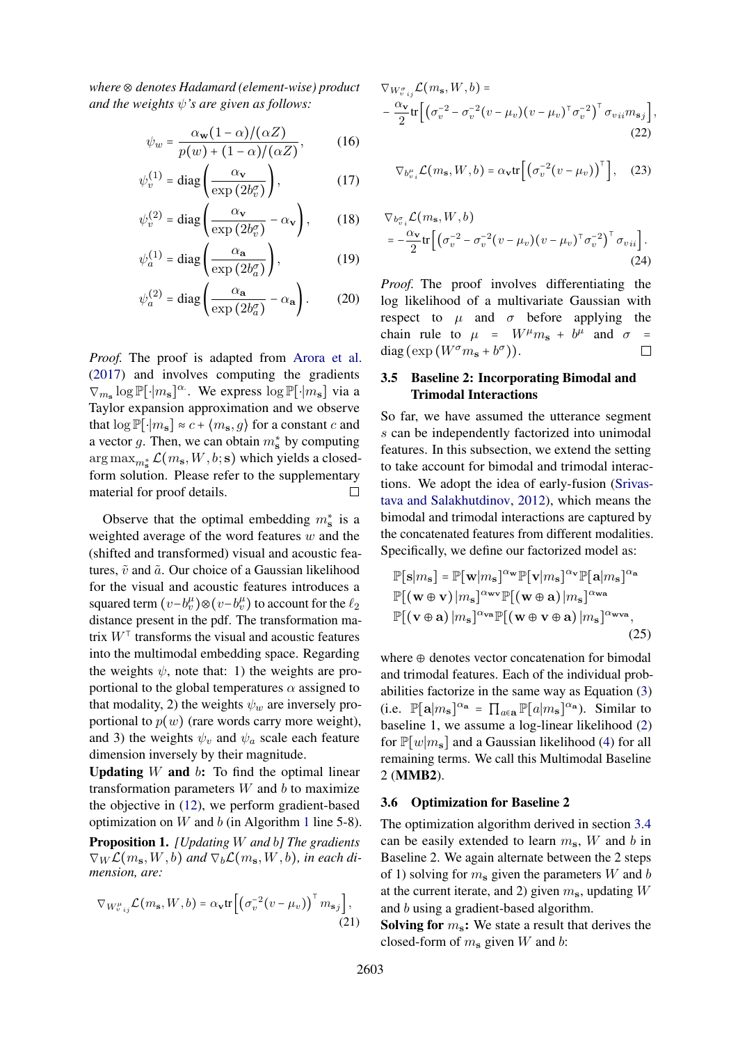*where $\otimes$ denotes Hadamard (element-wise) product and the weights $\psi$'s are given as follows:*

$$\psi_w = \frac{\alpha_{\mathbf{w}}(1-\alpha)/(\alpha Z)}{p(w) + (1-\alpha)/(\alpha Z)}, \tag{16}$$

$$\psi_v^{(1)} = \mathrm{diag}\left(\frac{\alpha_{\mathbf{v}}}{\exp\left(2b_v^{\sigma}\right)}\right), \tag{17}$$

$$\psi_v^{(2)} = \mathrm{diag}\left(\frac{\alpha_{\mathbf{v}}}{\exp\left(2b_v^{\sigma}\right)} - \alpha_{\mathbf{v}}\right), \tag{18}$$

$$\psi_a^{(1)} = \mathrm{diag}\left(\frac{\alpha_{\mathbf{a}}}{\exp\left(2b_a^{\sigma}\right)}\right), \tag{19}$$

$$\psi_a^{(2)} = \mathrm{diag}\left(\frac{\alpha_{\mathbf{a}}}{\exp\left(2b_a^{\sigma}\right)} - \alpha_{\mathbf{a}}\right). \tag{20}$$

*Proof.* The proof is adapted from Arora et al. (2017) and involves computing the gradients $\nabla_{m_{\mathbf{s}}} \log \mathbb{P}[\cdot|m_{\mathbf{s}}]^{\alpha_{\cdot}}$. We express $\log \mathbb{P}[\cdot|m_{\mathbf{s}}]$ via a Taylor expansion approximation and we observe that $\log \mathbb{P}[\cdot|m_{\mathbf{s}}] \approx c + \langle m_{\mathbf{s}}, g\rangle$ for a constant $c$ and a vector $g$. Then, we can obtain $m_{\mathbf{s}}^*$ by computing $\arg\max_{m_{\mathbf{s}}^*} \mathcal{L}(m_{\mathbf{s}}, W, b; \mathbf{s})$ which yields a closed-form solution. Please refer to the supplementary material for proof details. ☐

Observe that the optimal embedding $m_{\mathbf{s}}^*$ is a weighted average of the word features $w$ and the (shifted and transformed) visual and acoustic features, $\tilde{v}$ and $\tilde{a}$. Our choice of a Gaussian likelihood for the visual and acoustic features introduces a squared term $(v - b_v^{\mu}) \otimes (v - b_v^{\mu})$ to account for the $\ell_2$ distance present in the pdf. The transformation matrix $W^{\top}$ transforms the visual and acoustic features into the multimodal embedding space. Regarding the weights $\psi$, note that: 1) the weights are proportional to the global temperatures $\alpha$ assigned to that modality, 2) the weights $\psi_w$ are inversely proportional to $p(w)$ (rare words carry more weight), and 3) the weights $\psi_v$ and $\psi_a$ scale each feature dimension inversely by their magnitude.

**Updating $W$ and $b$:** To find the optimal linear transformation parameters $W$ and $b$ to maximize the objective in (12), we perform gradient-based optimization on $W$ and $b$ (in Algorithm 1 line 5-8).

**Proposition 1.** *[Updating W and b] The gradients $\nabla_W \mathcal{L}(m_{\mathbf{s}}, W, b)$ and $\nabla_b \mathcal{L}(m_{\mathbf{s}}, W, b)$, in each dimension, are:*

$$\nabla_{W^{\mu}_{v\,ij}} \mathcal{L}(m_{\mathbf{s}}, W, b) = \alpha_{\mathbf{v}} \mathrm{tr}\left[\left(\sigma_v^{-2}(v-\mu_v)\right)^{\top} m_{\mathbf{s}j}\right], \tag{21}$$

$$\nabla_{W^{\sigma}_{v\,ij}} \mathcal{L}(m_{\mathbf{s}}, W, b) = -\frac{\alpha_{\mathbf{v}}}{2} \mathrm{tr}\left[\left(\sigma_v^{-2} - \sigma_v^{-2}(v-\mu_v)(v-\mu_v)^{\top}\sigma_v^{-2}\right)^{\top} \sigma_{v\,ii} m_{\mathbf{s}j}\right], \tag{22}$$

$$\nabla_{b^{\mu}_{v\,i}} \mathcal{L}(m_{\mathbf{s}}, W, b) = \alpha_{\mathbf{v}} \mathrm{tr}\left[\left(\sigma_v^{-2}(v-\mu_v)\right)^{\top}\right], \tag{23}$$

$$\nabla_{b^{\sigma}_{v\,i}} \mathcal{L}(m_{\mathbf{s}}, W, b) = -\frac{\alpha_{\mathbf{v}}}{2} \mathrm{tr}\left[\left(\sigma_v^{-2} - \sigma_v^{-2}(v-\mu_v)(v-\mu_v)^{\top}\sigma_v^{-2}\right)^{\top} \sigma_{v\,ii}\right]. \tag{24}$$

*Proof.* The proof involves differentiating the log likelihood of a multivariate Gaussian with respect to $\mu$ and $\sigma$ before applying the chain rule to $\mu = W^{\mu} m_{\mathbf{s}} + b^{\mu}$ and $\sigma = \mathrm{diag}\left(\exp\left(W^{\sigma} m_{\mathbf{s}} + b^{\sigma}\right)\right)$. ☐

### 3.5 Baseline 2: Incorporating Bimodal and Trimodal Interactions

So far, we have assumed the utterance segment $s$ can be independently factorized into unimodal features. In this subsection, we extend the setting to take account for bimodal and trimodal interactions. We adopt the idea of early-fusion (Srivastava and Salakhutdinov, 2012), which means the bimodal and trimodal interactions are captured by the concatenated features from different modalities. Specifically, we define our factorized model as:

$$\begin{aligned}
&\mathbb{P}[\mathbf{s}|m_{\mathbf{s}}] = \mathbb{P}[\mathbf{w}|m_{\mathbf{s}}]^{\alpha_{\mathbf{w}}} \mathbb{P}[\mathbf{v}|m_{\mathbf{s}}]^{\alpha_{\mathbf{v}}} \mathbb{P}[\mathbf{a}|m_{\mathbf{s}}]^{\alpha_{\mathbf{a}}} \\
&\mathbb{P}[(\mathbf{w} \oplus \mathbf{v})|m_{\mathbf{s}}]^{\alpha_{\mathbf{wv}}} \mathbb{P}[(\mathbf{w} \oplus \mathbf{a})|m_{\mathbf{s}}]^{\alpha_{\mathbf{wa}}} \\
&\mathbb{P}[(\mathbf{v} \oplus \mathbf{a})|m_{\mathbf{s}}]^{\alpha_{\mathbf{va}}} \mathbb{P}[(\mathbf{w} \oplus \mathbf{v} \oplus \mathbf{a})|m_{\mathbf{s}}]^{\alpha_{\mathbf{wva}}},
\end{aligned} \tag{25}$$

where $\oplus$ denotes vector concatenation for bimodal and trimodal features. Each of the individual probabilities factorize in the same way as Equation (3) (i.e. $\mathbb{P}[\mathbf{a}|m_{\mathbf{s}}]^{\alpha_{\mathbf{a}}} = \prod_{a \in \mathbf{a}} \mathbb{P}[a|m_{\mathbf{s}}]^{\alpha_{\mathbf{a}}}$). Similar to baseline 1, we assume a log-linear likelihood (2) for $\mathbb{P}[w|m_{\mathbf{s}}]$ and a Gaussian likelihood (4) for all remaining terms. We call this Multimodal Baseline 2 (**MMB2**).

### 3.6 Optimization for Baseline 2

The optimization algorithm derived in section 3.4 can be easily extended to learn $m_{\mathbf{s}}$, $W$ and $b$ in Baseline 2. We again alternate between the 2 steps of 1) solving for $m_{\mathbf{s}}$ given the parameters $W$ and $b$ at the current iterate, and 2) given $m_{\mathbf{s}}$, updating $W$ and $b$ using a gradient-based algorithm.

**Solving for $m_{\mathbf{s}}$:** We state a result that derives the closed-form of $m_{\mathbf{s}}$ given $W$ and $b$: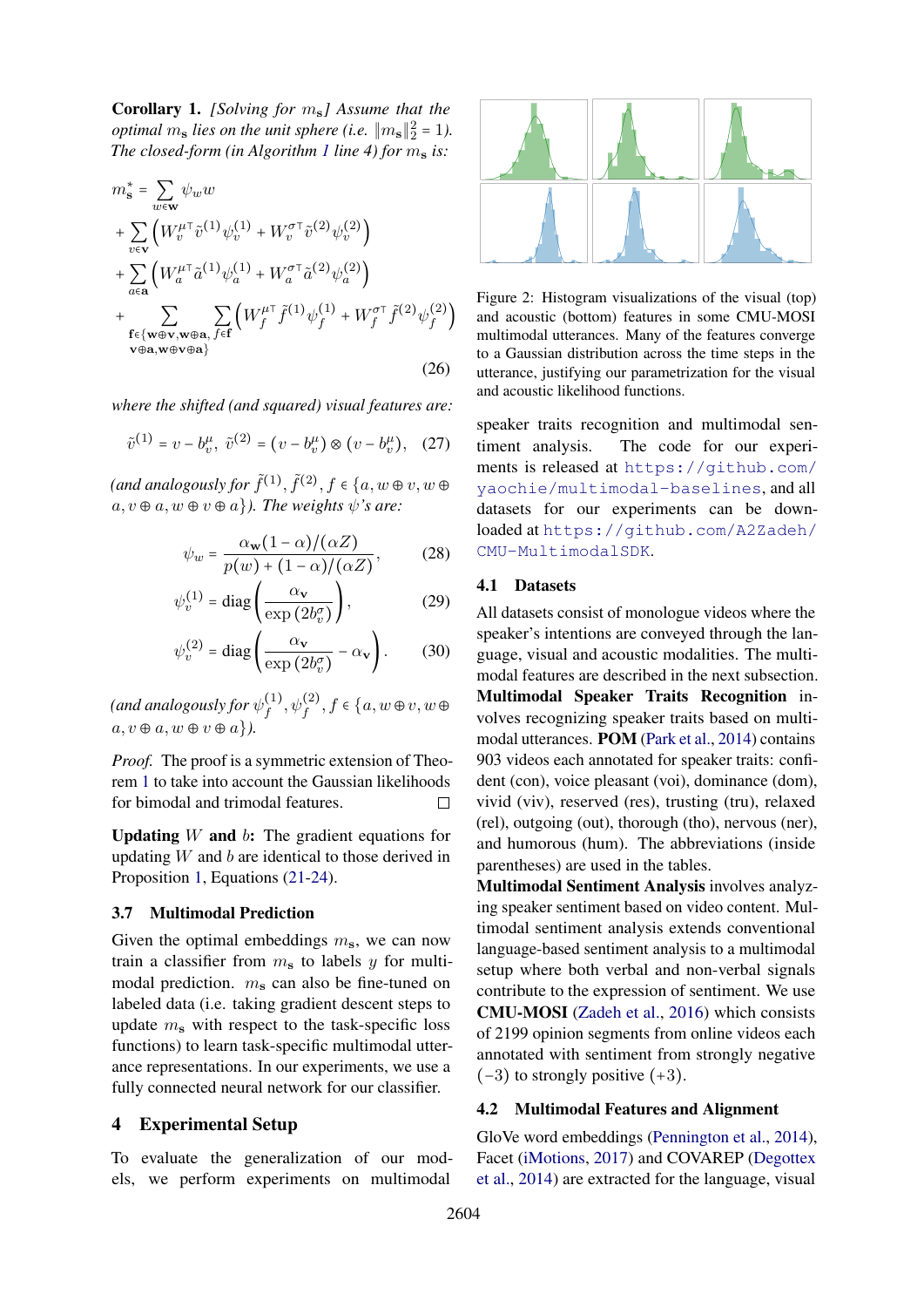**Corollary 1.** *[Solving for $m_\mathbf{s}$] Assume that the optimal $m_\mathbf{s}$ lies on the unit sphere (i.e. $\|m_\mathbf{s}\|_2^2 = 1$). The closed-form (in Algorithm 1 line 4) for $m_\mathbf{s}$ is:*

$$
\begin{aligned}
m_\mathbf{s}^* &= \sum_{w \in \mathbf{w}} \psi_w w \\
&+ \sum_{v \in \mathbf{v}} \left( W_v^{\mu\top} \tilde{v}^{(1)} \psi_v^{(1)} + W_v^{\sigma\top} \tilde{v}^{(2)} \psi_v^{(2)} \right) \\
&+ \sum_{a \in \mathbf{a}} \left( W_a^{\mu\top} \tilde{a}^{(1)} \psi_a^{(1)} + W_a^{\sigma\top} \tilde{a}^{(2)} \psi_a^{(2)} \right) \\
&+ \sum_{\substack{\mathbf{f} \in \{\mathbf{w} \oplus \mathbf{v}, \mathbf{w} \oplus \mathbf{a}, \\ \mathbf{v} \oplus \mathbf{a}, \mathbf{w} \oplus \mathbf{v} \oplus \mathbf{a}\}}} \sum_{f \in \mathbf{f}} \left( W_f^{\mu\top} \tilde{f}^{(1)} \psi_f^{(1)} + W_f^{\sigma\top} \tilde{f}^{(2)} \psi_f^{(2)} \right)
\end{aligned}
\tag{26}
$$

*where the shifted (and squared) visual features are:*

$$
\tilde{v}^{(1)} = v - b_v^\mu, \ \tilde{v}^{(2)} = (v - b_v^\mu) \otimes (v - b_v^\mu), \tag{27}
$$

*(and analogously for $\tilde{f}^{(1)}, \tilde{f}^{(2)}, f \in \{a, w \oplus v, w \oplus a, v \oplus a, w \oplus v \oplus a\}$). The weights $\psi$'s are:*

$$
\psi_w = \frac{\alpha_\mathbf{w}(1-\alpha)/(\alpha Z)}{p(w) + (1-\alpha)/(\alpha Z)}, \tag{28}
$$

$$
\psi_v^{(1)} = \operatorname{diag}\left( \frac{\alpha_\mathbf{v}}{\exp\left(2 b_v^\sigma\right)} \right), \tag{29}
$$

$$
\psi_v^{(2)} = \operatorname{diag}\left( \frac{\alpha_\mathbf{v}}{\exp\left(2 b_v^\sigma\right)} - \alpha_\mathbf{v} \right). \tag{30}
$$

*(and analogously for $\psi_f^{(1)}, \psi_f^{(2)}, f \in \{a, w \oplus v, w \oplus a, v \oplus a, w \oplus v \oplus a\}$).*

*Proof.* The proof is a symmetric extension of Theorem 1 to take into account the Gaussian likelihoods for bimodal and trimodal features. □

**Updating $W$ and $b$:** The gradient equations for updating $W$ and $b$ are identical to those derived in Proposition 1, Equations (21-24).

### 3.7 Multimodal Prediction

Given the optimal embeddings $m_\mathbf{s}$, we can now train a classifier from $m_\mathbf{s}$ to labels $y$ for multimodal prediction. $m_\mathbf{s}$ can also be fine-tuned on labeled data (i.e. taking gradient descent steps to update $m_\mathbf{s}$ with respect to the task-specific loss functions) to learn task-specific multimodal utterance representations. In our experiments, we use a fully connected neural network for our classifier.

## 4 Experimental Setup

To evaluate the generalization of our models, we perform experiments on multimodal speaker traits recognition and multimodal sentiment analysis. The code for our experiments is released at https://github.com/yaochie/multimodal-baselines, and all datasets for our experiments can be downloaded at https://github.com/A2Zadeh/CMU-MultimodalSDK.

Figure 2: Histogram visualizations of the visual (top) and acoustic (bottom) features in some CMU-MOSI multimodal utterances. Many of the features converge to a Gaussian distribution across the time steps in the utterance, justifying our parametrization for the visual and acoustic likelihood functions.

### 4.1 Datasets

All datasets consist of monologue videos where the speaker's intentions are conveyed through the language, visual and acoustic modalities. The multimodal features are described in the next subsection.

**Multimodal Speaker Traits Recognition** involves recognizing speaker traits based on multimodal utterances. **POM** (Park et al., 2014) contains 903 videos each annotated for speaker traits: confident (con), voice pleasant (voi), dominance (dom), vivid (viv), reserved (res), trusting (tru), relaxed (rel), outgoing (out), thorough (tho), nervous (ner), and humorous (hum). The abbreviations (inside parentheses) are used in the tables.

**Multimodal Sentiment Analysis** involves analyzing speaker sentiment based on video content. Multimodal sentiment analysis extends conventional language-based sentiment analysis to a multimodal setup where both verbal and non-verbal signals contribute to the expression of sentiment. We use **CMU-MOSI** (Zadeh et al., 2016) which consists of 2199 opinion segments from online videos each annotated with sentiment from strongly negative $(-3)$ to strongly positive $(+3)$.

### 4.2 Multimodal Features and Alignment

GloVe word embeddings (Pennington et al., 2014), Facet (iMotions, 2017) and COVAREP (Degottex et al., 2014) are extracted for the language, visual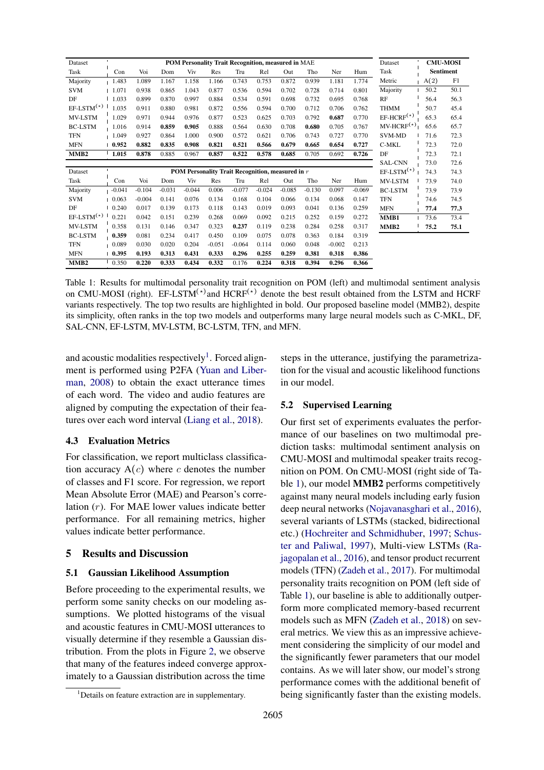| Dataset | POM Personality Trait Recognition, measured in MAE | | | | | | | | | | |
|---|---|---|---|---|---|---|---|---|---|---|---|
| Task | Con | Voi | Dom | Viv | Res | Tru | Rel | Out | Tho | Ner | Hum |
| Majority | 1.483 | 1.089 | 1.167 | 1.158 | 1.166 | 0.743 | 0.753 | 0.872 | 0.939 | 1.181 | 1.774 |
| SVM | 1.071 | 0.938 | 0.865 | 1.043 | 0.877 | 0.728 | 0.594 | 0.702 | 0.728 | 0.714 | 0.801 |
| DF | 1.033 | 0.899 | 0.870 | 0.997 | 0.884 | 0.534 | 0.591 | 0.698 | 0.732 | 0.695 | 0.768 |
| EF-LSTM$^{(\star)}$ | 1.035 | 0.911 | 0.880 | 0.981 | 0.872 | 0.556 | 0.594 | 0.700 | 0.712 | 0.706 | 0.762 |
| MV-LSTM | 1.029 | 0.971 | 0.944 | 0.976 | 0.877 | 0.523 | 0.625 | 0.703 | 0.792 | **0.687** | 0.770 |
| BC-LSTM | 1.016 | 0.914 | **0.859** | **0.905** | 0.888 | 0.564 | 0.630 | 0.708 | **0.680** | 0.705 | 0.767 |
| TFN | 1.049 | 0.927 | 0.864 | 1.000 | 0.900 | 0.572 | 0.621 | 0.706 | 0.743 | 0.727 | 0.770 |
| MFN | **0.952** | **0.882** | **0.835** | **0.908** | **0.821** | **0.521** | **0.566** | **0.679** | **0.665** | **0.654** | **0.727** |
| **MMB2** | **1.015** | **0.878** | 0.885 | 0.967 | **0.857** | **0.522** | **0.578** | **0.685** | 0.705 | 0.692 | **0.726** |

| Dataset | POM Personality Trait Recognition, measured in $r$ | | | | | | | | | | |
|---|---|---|---|---|---|---|---|---|---|---|---|
| Task | Con | Voi | Dom | Viv | Res | Tru | Rel | Out | Tho | Ner | Hum |
| Majority | -0.041 | -0.104 | -0.031 | -0.044 | 0.006 | -0.077 | -0.024 | -0.085 | -0.130 | 0.097 | -0.069 |
| SVM | 0.063 | -0.004 | 0.141 | 0.076 | 0.134 | 0.168 | 0.104 | 0.066 | 0.134 | 0.068 | 0.147 |
| DF | 0.240 | 0.017 | 0.139 | 0.173 | 0.118 | 0.143 | 0.019 | 0.093 | 0.041 | 0.136 | 0.259 |
| EF-LSTM$^{(\star)}$ | 0.221 | 0.042 | 0.151 | 0.239 | 0.268 | 0.069 | 0.092 | 0.215 | 0.252 | 0.159 | 0.272 |
| MV-LSTM | 0.358 | 0.131 | 0.146 | 0.347 | 0.323 | **0.237** | 0.119 | 0.238 | 0.284 | 0.258 | 0.317 |
| BC-LSTM | **0.359** | 0.081 | 0.234 | 0.417 | 0.450 | 0.109 | 0.075 | 0.078 | 0.363 | 0.184 | 0.319 |
| TFN | 0.089 | 0.030 | 0.020 | 0.204 | -0.051 | -0.064 | 0.114 | 0.060 | 0.048 | -0.002 | 0.213 |
| MFN | **0.395** | **0.193** | **0.313** | **0.431** | **0.333** | **0.296** | **0.255** | **0.259** | **0.381** | **0.318** | **0.386** |
| **MMB2** | 0.350 | **0.220** | **0.333** | **0.434** | **0.332** | 0.176 | **0.224** | **0.318** | **0.394** | **0.296** | **0.366** |

| Dataset | CMU-MOSI | |
|---|---|---|
| Task | Sentiment | |
| Metric | A(2) | F1 |
| Majority | 50.2 | 50.1 |
| RF | 56.4 | 56.3 |
| THMM | 50.7 | 45.4 |
| EF-HCRF$^{(\star)}$ | 65.3 | 65.4 |
| MV-HCRF$^{(\star)}$ | 65.6 | 65.7 |
| SVM-MD | 71.6 | 72.3 |
| C-MKL | 72.3 | 72.0 |
| DF | 72.3 | 72.1 |
| SAL-CNN | 73.0 | 72.6 |
| EF-LSTM$^{(\star)}$ | 74.3 | 74.3 |
| MV-LSTM | 73.9 | 74.0 |
| BC-LSTM | 73.9 | 73.9 |
| TFN | 74.6 | 74.5 |
| MFN | **77.4** | **77.3** |
| **MMB1** | 73.6 | 73.4 |
| **MMB2** | **75.2** | **75.1** |

Table 1: Results for multimodal personality trait recognition on POM (left) and multimodal sentiment analysis on CMU-MOSI (right). EF-LSTM$^{(\star)}$and HCRF$^{(\star)}$ denote the best result obtained from the LSTM and HCRF variants respectively. The top two results are highlighted in bold. Our proposed baseline model (MMB2), despite its simplicity, often ranks in the top two models and outperforms many large neural models such as C-MKL, DF, SAL-CNN, EF-LSTM, MV-LSTM, BC-LSTM, TFN, and MFN.

and acoustic modalities respectively[1]. Forced alignment is performed using P2FA (Yuan and Liberman, 2008) to obtain the exact utterance times of each word. The video and audio features are aligned by computing the expectation of their features over each word interval (Liang et al., 2018).

### 4.3 Evaluation Metrics

For classification, we report multiclass classification accuracy A($c$) where $c$ denotes the number of classes and F1 score. For regression, we report Mean Absolute Error (MAE) and Pearson's correlation ($r$). For MAE lower values indicate better performance. For all remaining metrics, higher values indicate better performance.

## 5 Results and Discussion

### 5.1 Gaussian Likelihood Assumption

Before proceeding to the experimental results, we perform some sanity checks on our modeling assumptions. We plotted histograms of the visual and acoustic features in CMU-MOSI utterances to visually determine if they resemble a Gaussian distribution. From the plots in Figure 2, we observe that many of the features indeed converge approximately to a Gaussian distribution across the time steps in the utterance, justifying the parametrization for the visual and acoustic likelihood functions in our model.

[1]Details on feature extraction are in supplementary.

### 5.2 Supervised Learning

Our first set of experiments evaluates the performance of our baselines on two multimodal prediction tasks: multimodal sentiment analysis on CMU-MOSI and multimodal speaker traits recognition on POM. On CMU-MOSI (right side of Table 1), our model **MMB2** performs competitively against many neural models including early fusion deep neural networks (Nojavanasghari et al., 2016), several variants of LSTMs (stacked, bidirectional etc.) (Hochreiter and Schmidhuber, 1997; Schuster and Paliwal, 1997), Multi-view LSTMs (Rajagopalan et al., 2016), and tensor product recurrent models (TFN) (Zadeh et al., 2017). For multimodal personality traits recognition on POM (left side of Table 1), our baseline is able to additionally outperform more complicated memory-based recurrent models such as MFN (Zadeh et al., 2018) on several metrics. We view this as an impressive achievement considering the simplicity of our model and the significantly fewer parameters that our model contains. As we will later show, our model's strong performance comes with the additional benefit of being significantly faster than the existing models.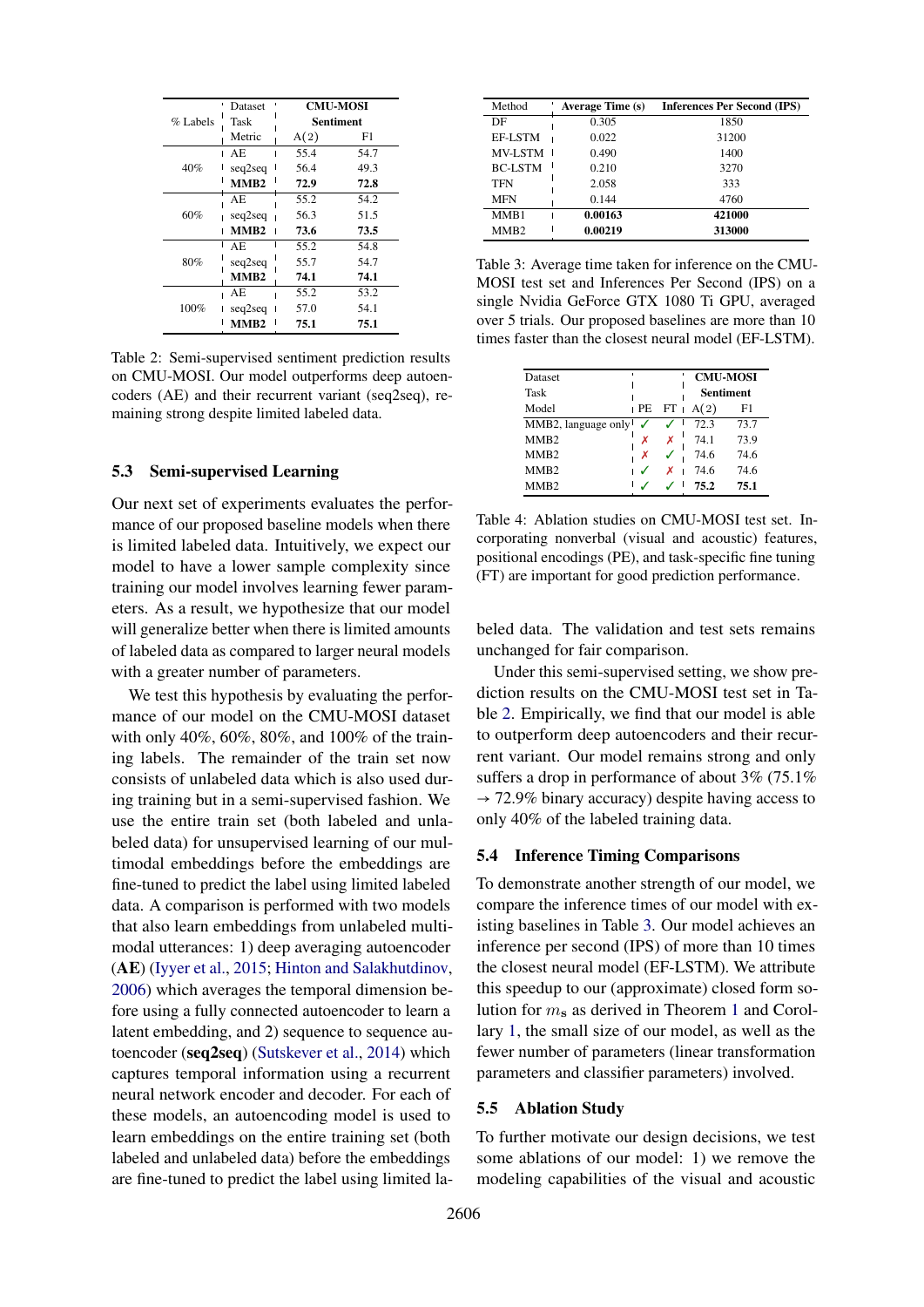| % Labels | Dataset | CMU-MOSI | |
|---|---|---|---|
| | Task | Sentiment | |
| | Metric | A(2) | F1 |
| 40% | AE | 55.4 | 54.7 |
| | seq2seq | 56.4 | 49.3 |
| | **MMB2** | **72.9** | **72.8** |
| 60% | AE | 55.2 | 54.2 |
| | seq2seq | 56.3 | 51.5 |
| | **MMB2** | **73.6** | **73.5** |
| 80% | AE | 55.2 | 54.8 |
| | seq2seq | 55.7 | 54.7 |
| | **MMB2** | **74.1** | **74.1** |
| 100% | AE | 55.2 | 53.2 |
| | seq2seq | 57.0 | 54.1 |
| | **MMB2** | **75.1** | **75.1** |

Table 2: Semi-supervised sentiment prediction results on CMU-MOSI. Our model outperforms deep autoencoders (AE) and their recurrent variant (seq2seq), remaining strong despite limited labeled data.

## 5.3 Semi-supervised Learning

Our next set of experiments evaluates the performance of our proposed baseline models when there is limited labeled data. Intuitively, we expect our model to have a lower sample complexity since training our model involves learning fewer parameters. As a result, we hypothesize that our model will generalize better when there is limited amounts of labeled data as compared to larger neural models with a greater number of parameters.

We test this hypothesis by evaluating the performance of our model on the CMU-MOSI dataset with only 40%, 60%, 80%, and 100% of the training labels. The remainder of the train set now consists of unlabeled data which is also used during training but in a semi-supervised fashion. We use the entire train set (both labeled and unlabeled data) for unsupervised learning of our multimodal embeddings before the embeddings are fine-tuned to predict the label using limited labeled data. A comparison is performed with two models that also learn embeddings from unlabeled multimodal utterances: 1) deep averaging autoencoder (**AE**) (Iyyer et al., 2015; Hinton and Salakhutdinov, 2006) which averages the temporal dimension before using a fully connected autoencoder to learn a latent embedding, and 2) sequence to sequence autoencoder (**seq2seq**) (Sutskever et al., 2014) which captures temporal information using a recurrent neural network encoder and decoder. For each of these models, an autoencoding model is used to learn embeddings on the entire training set (both labeled and unlabeled data) before the embeddings are fine-tuned to predict the label using limited labeled data. The validation and test sets remains unchanged for fair comparison.

Under this semi-supervised setting, we show prediction results on the CMU-MOSI test set in Table 2. Empirically, we find that our model is able to outperform deep autoencoders and their recurrent variant. Our model remains strong and only suffers a drop in performance of about 3% (75.1% → 72.9% binary accuracy) despite having access to only 40% of the labeled training data.

| Method | Average Time (s) | Inferences Per Second (IPS) |
|---|---|---|
| DF | 0.305 | 1850 |
| EF-LSTM | 0.022 | 31200 |
| MV-LSTM | 0.490 | 1400 |
| BC-LSTM | 0.210 | 3270 |
| TFN | 2.058 | 333 |
| MFN | 0.144 | 4760 |
| MMB1 | **0.00163** | **421000** |
| MMB2 | **0.00219** | **313000** |

Table 3: Average time taken for inference on the CMU-MOSI test set and Inferences Per Second (IPS) on a single Nvidia GeForce GTX 1080 Ti GPU, averaged over 5 trials. Our proposed baselines are more than 10 times faster than the closest neural model (EF-LSTM).

| Dataset | | | CMU-MOSI | |
|---|---|---|---|---|
| Task | | | Sentiment | |
| Model | PE | FT | A(2) | F1 |
| MMB2, language only | ✓ | ✓ | 72.3 | 73.7 |
| MMB2 | ✗ | ✗ | 74.1 | 73.9 |
| MMB2 | ✗ | ✓ | 74.6 | 74.6 |
| MMB2 | ✓ | ✗ | 74.6 | 74.6 |
| MMB2 | ✓ | ✓ | **75.2** | **75.1** |

Table 4: Ablation studies on CMU-MOSI test set. Incorporating nonverbal (visual and acoustic) features, positional encodings (PE), and task-specific fine tuning (FT) are important for good prediction performance.

## 5.4 Inference Timing Comparisons

To demonstrate another strength of our model, we compare the inference times of our model with existing baselines in Table 3. Our model achieves an inference per second (IPS) of more than 10 times the closest neural model (EF-LSTM). We attribute this speedup to our (approximate) closed form solution for $m_{\mathbf{s}}$ as derived in Theorem 1 and Corollary 1, the small size of our model, as well as the fewer number of parameters (linear transformation parameters and classifier parameters) involved.

## 5.5 Ablation Study

To further motivate our design decisions, we test some ablations of our model: 1) we remove the modeling capabilities of the visual and acoustic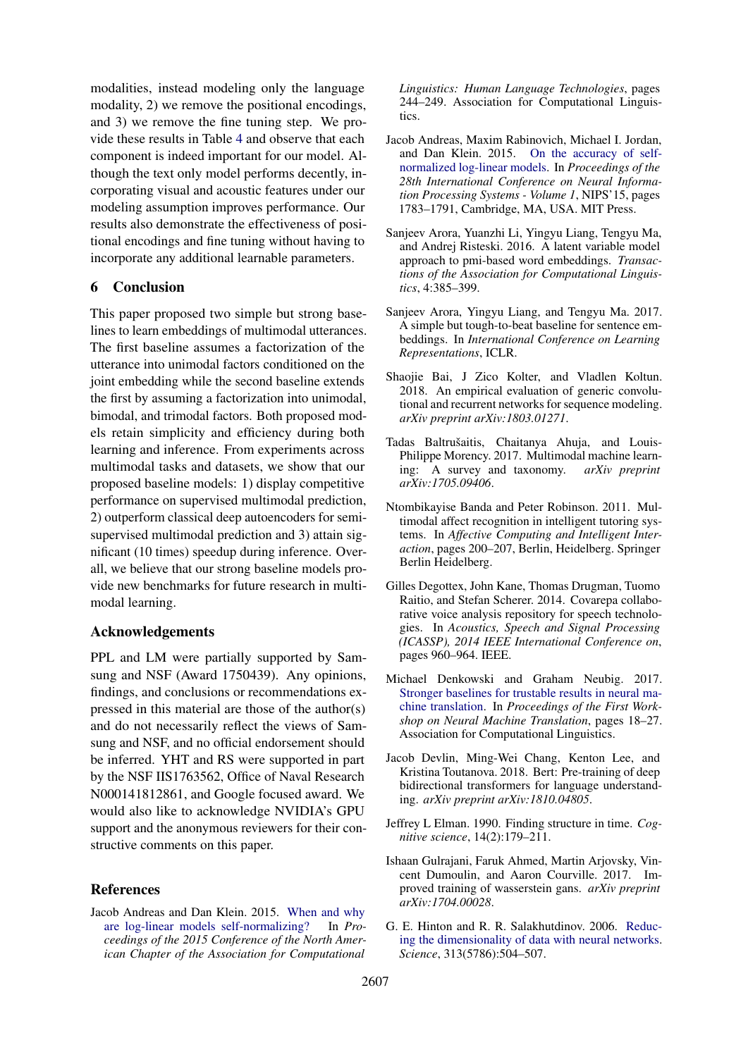modalities, instead modeling only the language modality, 2) we remove the positional encodings, and 3) we remove the fine tuning step. We provide these results in Table 4 and observe that each component is indeed important for our model. Although the text only model performs decently, incorporating visual and acoustic features under our modeling assumption improves performance. Our results also demonstrate the effectiveness of positional encodings and fine tuning without having to incorporate any additional learnable parameters.

## 6 Conclusion

This paper proposed two simple but strong baselines to learn embeddings of multimodal utterances. The first baseline assumes a factorization of the utterance into unimodal factors conditioned on the joint embedding while the second baseline extends the first by assuming a factorization into unimodal, bimodal, and trimodal factors. Both proposed models retain simplicity and efficiency during both learning and inference. From experiments across multimodal tasks and datasets, we show that our proposed baseline models: 1) display competitive performance on supervised multimodal prediction, 2) outperform classical deep autoencoders for semi-supervised multimodal prediction and 3) attain significant (10 times) speedup during inference. Overall, we believe that our strong baseline models provide new benchmarks for future research in multimodal learning.

## Acknowledgements

PPL and LM were partially supported by Samsung and NSF (Award 1750439). Any opinions, findings, and conclusions or recommendations expressed in this material are those of the author(s) and do not necessarily reflect the views of Samsung and NSF, and no official endorsement should be inferred. YHT and RS were supported in part by the NSF IIS1763562, Office of Naval Research N000141812861, and Google focused award. We would also like to acknowledge NVIDIA's GPU support and the anonymous reviewers for their constructive comments on this paper.

## References

Jacob Andreas and Dan Klein. 2015. When and why are log-linear models self-normalizing? In *Proceedings of the 2015 Conference of the North American Chapter of the Association for Computational Linguistics: Human Language Technologies*, pages 244–249. Association for Computational Linguistics.

Jacob Andreas, Maxim Rabinovich, Michael I. Jordan, and Dan Klein. 2015. On the accuracy of self-normalized log-linear models. In *Proceedings of the 28th International Conference on Neural Information Processing Systems - Volume 1*, NIPS'15, pages 1783–1791, Cambridge, MA, USA. MIT Press.

Sanjeev Arora, Yuanzhi Li, Yingyu Liang, Tengyu Ma, and Andrej Risteski. 2016. A latent variable model approach to pmi-based word embeddings. *Transactions of the Association for Computational Linguistics*, 4:385–399.

Sanjeev Arora, Yingyu Liang, and Tengyu Ma. 2017. A simple but tough-to-beat baseline for sentence embeddings. In *International Conference on Learning Representations*, ICLR.

Shaojie Bai, J Zico Kolter, and Vladlen Koltun. 2018. An empirical evaluation of generic convolutional and recurrent networks for sequence modeling. *arXiv preprint arXiv:1803.01271*.

Tadas Baltrušaitis, Chaitanya Ahuja, and Louis-Philippe Morency. 2017. Multimodal machine learning: A survey and taxonomy. *arXiv preprint arXiv:1705.09406*.

Ntombikayise Banda and Peter Robinson. 2011. Multimodal affect recognition in intelligent tutoring systems. In *Affective Computing and Intelligent Interaction*, pages 200–207, Berlin, Heidelberg. Springer Berlin Heidelberg.

Gilles Degottex, John Kane, Thomas Drugman, Tuomo Raitio, and Stefan Scherer. 2014. Covarepa collaborative voice analysis repository for speech technologies. In *Acoustics, Speech and Signal Processing (ICASSP), 2014 IEEE International Conference on*, pages 960–964. IEEE.

Michael Denkowski and Graham Neubig. 2017. Stronger baselines for trustable results in neural machine translation. In *Proceedings of the First Workshop on Neural Machine Translation*, pages 18–27. Association for Computational Linguistics.

Jacob Devlin, Ming-Wei Chang, Kenton Lee, and Kristina Toutanova. 2018. Bert: Pre-training of deep bidirectional transformers for language understanding. *arXiv preprint arXiv:1810.04805*.

Jeffrey L Elman. 1990. Finding structure in time. *Cognitive science*, 14(2):179–211.

Ishaan Gulrajani, Faruk Ahmed, Martin Arjovsky, Vincent Dumoulin, and Aaron Courville. 2017. Improved training of wasserstein gans. *arXiv preprint arXiv:1704.00028*.

G. E. Hinton and R. R. Salakhutdinov. 2006. Reducing the dimensionality of data with neural networks. *Science*, 313(5786):504–507.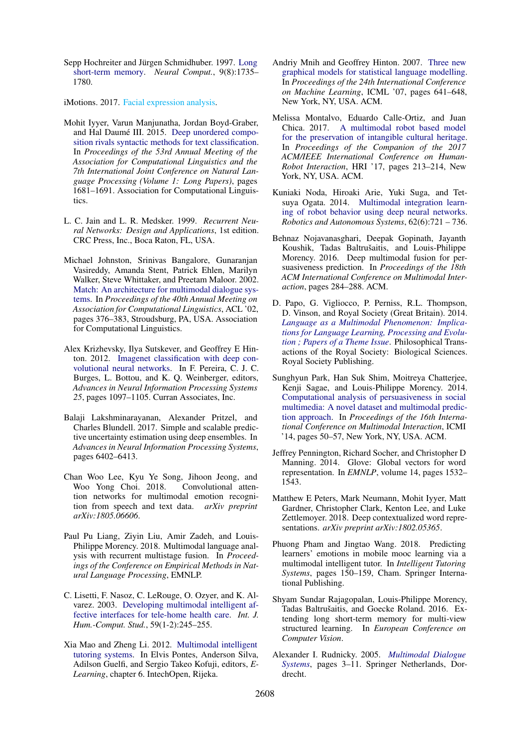Sepp Hochreiter and Jürgen Schmidhuber. 1997. Long short-term memory. *Neural Comput.*, 9(8):1735–1780.

iMotions. 2017. Facial expression analysis.

Mohit Iyyer, Varun Manjunatha, Jordan Boyd-Graber, and Hal Daumé III. 2015. Deep unordered composition rivals syntactic methods for text classification. In *Proceedings of the 53rd Annual Meeting of the Association for Computational Linguistics and the 7th International Joint Conference on Natural Language Processing (Volume 1: Long Papers)*, pages 1681–1691. Association for Computational Linguistics.

L. C. Jain and L. R. Medsker. 1999. *Recurrent Neural Networks: Design and Applications*, 1st edition. CRC Press, Inc., Boca Raton, FL, USA.

Michael Johnston, Srinivas Bangalore, Gunaranjan Vasireddy, Amanda Stent, Patrick Ehlen, Marilyn Walker, Steve Whittaker, and Preetam Maloor. 2002. Match: An architecture for multimodal dialogue systems. In *Proceedings of the 40th Annual Meeting on Association for Computational Linguistics*, ACL '02, pages 376–383, Stroudsburg, PA, USA. Association for Computational Linguistics.

Alex Krizhevsky, Ilya Sutskever, and Geoffrey E Hinton. 2012. Imagenet classification with deep convolutional neural networks. In F. Pereira, C. J. C. Burges, L. Bottou, and K. Q. Weinberger, editors, *Advances in Neural Information Processing Systems 25*, pages 1097–1105. Curran Associates, Inc.

Balaji Lakshminarayanan, Alexander Pritzel, and Charles Blundell. 2017. Simple and scalable predictive uncertainty estimation using deep ensembles. In *Advances in Neural Information Processing Systems*, pages 6402–6413.

Chan Woo Lee, Kyu Ye Song, Jihoon Jeong, and Woo Yong Choi. 2018. Convolutional attention networks for multimodal emotion recognition from speech and text data. *arXiv preprint arXiv:1805.06606*.

Paul Pu Liang, Ziyin Liu, Amir Zadeh, and Louis-Philippe Morency. 2018. Multimodal language analysis with recurrent multistage fusion. In *Proceedings of the Conference on Empirical Methods in Natural Language Processing*, EMNLP.

C. Lisetti, F. Nasoz, C. LeRouge, O. Ozyer, and K. Alvarez. 2003. Developing multimodal intelligent affective interfaces for tele-home health care. *Int. J. Hum.-Comput. Stud.*, 59(1-2):245–255.

Xia Mao and Zheng Li. 2012. Multimodal intelligent tutoring systems. In Elvis Pontes, Anderson Silva, Adilson Guelfi, and Sergio Takeo Kofuji, editors, *E-Learning*, chapter 6. IntechOpen, Rijeka.

Andriy Mnih and Geoffrey Hinton. 2007. Three new graphical models for statistical language modelling. In *Proceedings of the 24th International Conference on Machine Learning*, ICML '07, pages 641–648, New York, NY, USA. ACM.

Melissa Montalvo, Eduardo Calle-Ortiz, and Juan Chica. 2017. A multimodal robot based model for the preservation of intangible cultural heritage. In *Proceedings of the Companion of the 2017 ACM/IEEE International Conference on Human-Robot Interaction*, HRI '17, pages 213–214, New York, NY, USA. ACM.

Kuniaki Noda, Hiroaki Arie, Yuki Suga, and Tetsuya Ogata. 2014. Multimodal integration learning of robot behavior using deep neural networks. *Robotics and Autonomous Systems*, 62(6):721 – 736.

Behnaz Nojavanasghari, Deepak Gopinath, Jayanth Koushik, Tadas Baltrušaitis, and Louis-Philippe Morency. 2016. Deep multimodal fusion for persuasiveness prediction. In *Proceedings of the 18th ACM International Conference on Multimodal Interaction*, pages 284–288. ACM.

D. Papo, G. Vigliocco, P. Perniss, R.L. Thompson, D. Vinson, and Royal Society (Great Britain). 2014. *Language as a Multimodal Phenomenon: Implications for Language Learning, Processing and Evolution ; Papers of a Theme Issue*. Philosophical Transactions of the Royal Society: Biological Sciences. Royal Society Publishing.

Sunghyun Park, Han Suk Shim, Moitreya Chatterjee, Kenji Sagae, and Louis-Philippe Morency. 2014. Computational analysis of persuasiveness in social multimedia: A novel dataset and multimodal prediction approach. In *Proceedings of the 16th International Conference on Multimodal Interaction*, ICMI '14, pages 50–57, New York, NY, USA. ACM.

Jeffrey Pennington, Richard Socher, and Christopher D Manning. 2014. Glove: Global vectors for word representation. In *EMNLP*, volume 14, pages 1532–1543.

Matthew E Peters, Mark Neumann, Mohit Iyyer, Matt Gardner, Christopher Clark, Kenton Lee, and Luke Zettlemoyer. 2018. Deep contextualized word representations. *arXiv preprint arXiv:1802.05365*.

Phuong Pham and Jingtao Wang. 2018. Predicting learners' emotions in mobile mooc learning via a multimodal intelligent tutor. In *Intelligent Tutoring Systems*, pages 150–159, Cham. Springer International Publishing.

Shyam Sundar Rajagopalan, Louis-Philippe Morency, Tadas Baltrušaitis, and Goecke Roland. 2016. Extending long short-term memory for multi-view structured learning. In *European Conference on Computer Vision*.

Alexander I. Rudnicky. 2005. *Multimodal Dialogue Systems*, pages 3–11. Springer Netherlands, Dordrecht.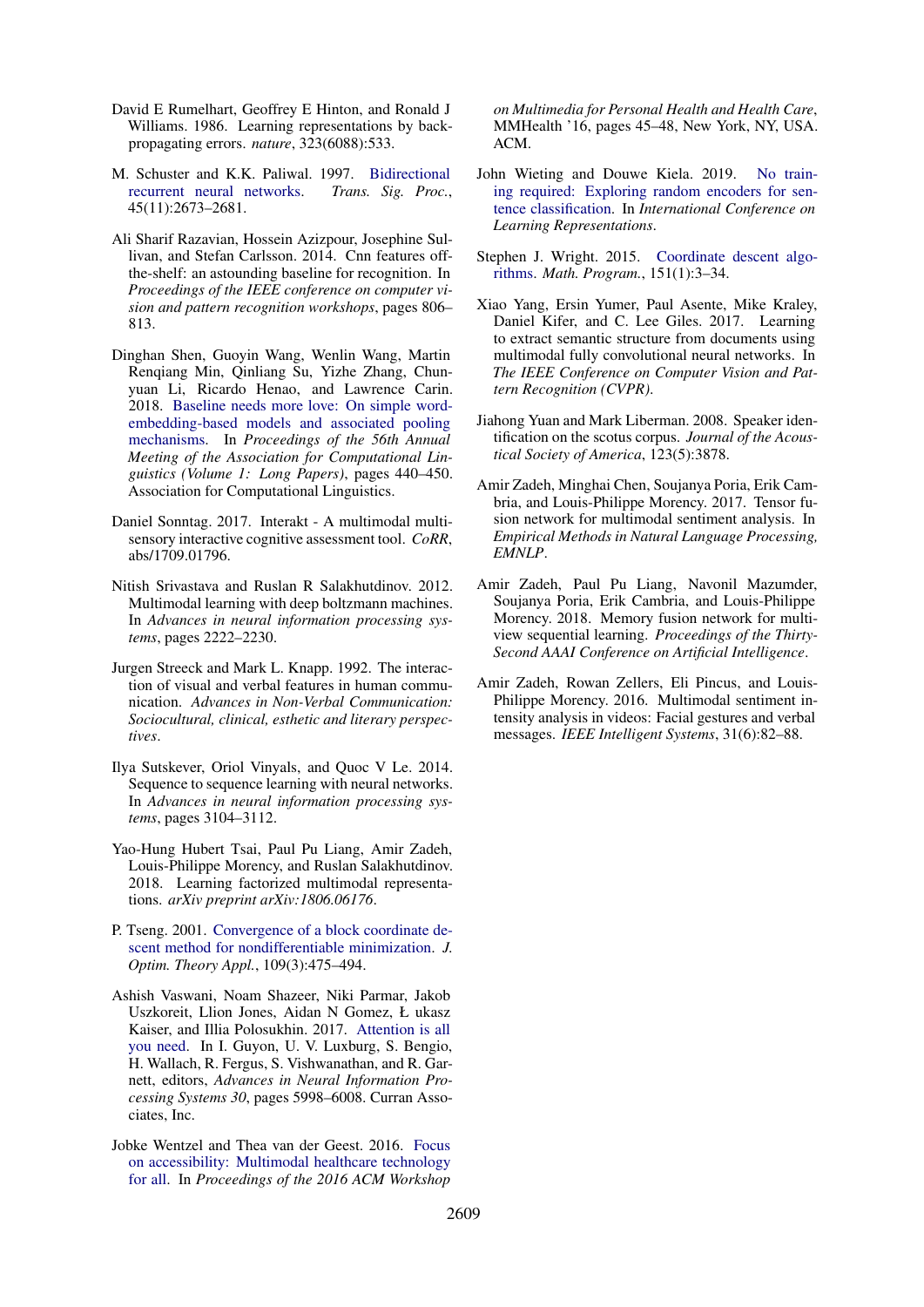David E Rumelhart, Geoffrey E Hinton, and Ronald J Williams. 1986. Learning representations by back-propagating errors. *nature*, 323(6088):533.

M. Schuster and K.K. Paliwal. 1997. Bidirectional recurrent neural networks. *Trans. Sig. Proc.*, 45(11):2673–2681.

Ali Sharif Razavian, Hossein Azizpour, Josephine Sullivan, and Stefan Carlsson. 2014. Cnn features off-the-shelf: an astounding baseline for recognition. In *Proceedings of the IEEE conference on computer vision and pattern recognition workshops*, pages 806–813.

Dinghan Shen, Guoyin Wang, Wenlin Wang, Martin Renqiang Min, Qinliang Su, Yizhe Zhang, Chunyuan Li, Ricardo Henao, and Lawrence Carin. 2018. Baseline needs more love: On simple word-embedding-based models and associated pooling mechanisms. In *Proceedings of the 56th Annual Meeting of the Association for Computational Linguistics (Volume 1: Long Papers)*, pages 440–450. Association for Computational Linguistics.

Daniel Sonntag. 2017. Interakt - A multimodal multisensory interactive cognitive assessment tool. *CoRR*, abs/1709.01796.

Nitish Srivastava and Ruslan R Salakhutdinov. 2012. Multimodal learning with deep boltzmann machines. In *Advances in neural information processing systems*, pages 2222–2230.

Jurgen Streeck and Mark L. Knapp. 1992. The interaction of visual and verbal features in human communication. *Advances in Non-Verbal Communication: Sociocultural, clinical, esthetic and literary perspectives*.

Ilya Sutskever, Oriol Vinyals, and Quoc V Le. 2014. Sequence to sequence learning with neural networks. In *Advances in neural information processing systems*, pages 3104–3112.

Yao-Hung Hubert Tsai, Paul Pu Liang, Amir Zadeh, Louis-Philippe Morency, and Ruslan Salakhutdinov. 2018. Learning factorized multimodal representations. *arXiv preprint arXiv:1806.06176*.

P. Tseng. 2001. Convergence of a block coordinate descent method for nondifferentiable minimization. *J. Optim. Theory Appl.*, 109(3):475–494.

Ashish Vaswani, Noam Shazeer, Niki Parmar, Jakob Uszkoreit, Llion Jones, Aidan N Gomez, Ł ukasz Kaiser, and Illia Polosukhin. 2017. Attention is all you need. In I. Guyon, U. V. Luxburg, S. Bengio, H. Wallach, R. Fergus, S. Vishwanathan, and R. Garnett, editors, *Advances in Neural Information Processing Systems 30*, pages 5998–6008. Curran Associates, Inc.

Jobke Wentzel and Thea van der Geest. 2016. Focus on accessibility: Multimodal healthcare technology for all. In *Proceedings of the 2016 ACM Workshop on Multimedia for Personal Health and Health Care*, MMHealth '16, pages 45–48, New York, NY, USA. ACM.

John Wieting and Douwe Kiela. 2019. No training required: Exploring random encoders for sentence classification. In *International Conference on Learning Representations*.

Stephen J. Wright. 2015. Coordinate descent algorithms. *Math. Program.*, 151(1):3–34.

Xiao Yang, Ersin Yumer, Paul Asente, Mike Kraley, Daniel Kifer, and C. Lee Giles. 2017. Learning to extract semantic structure from documents using multimodal fully convolutional neural networks. In *The IEEE Conference on Computer Vision and Pattern Recognition (CVPR)*.

Jiahong Yuan and Mark Liberman. 2008. Speaker identification on the scotus corpus. *Journal of the Acoustical Society of America*, 123(5):3878.

Amir Zadeh, Minghai Chen, Soujanya Poria, Erik Cambria, and Louis-Philippe Morency. 2017. Tensor fusion network for multimodal sentiment analysis. In *Empirical Methods in Natural Language Processing, EMNLP*.

Amir Zadeh, Paul Pu Liang, Navonil Mazumder, Soujanya Poria, Erik Cambria, and Louis-Philippe Morency. 2018. Memory fusion network for multi-view sequential learning. *Proceedings of the Thirty-Second AAAI Conference on Artificial Intelligence*.

Amir Zadeh, Rowan Zellers, Eli Pincus, and Louis-Philippe Morency. 2016. Multimodal sentiment intensity analysis in videos: Facial gestures and verbal messages. *IEEE Intelligent Systems*, 31(6):82–88.